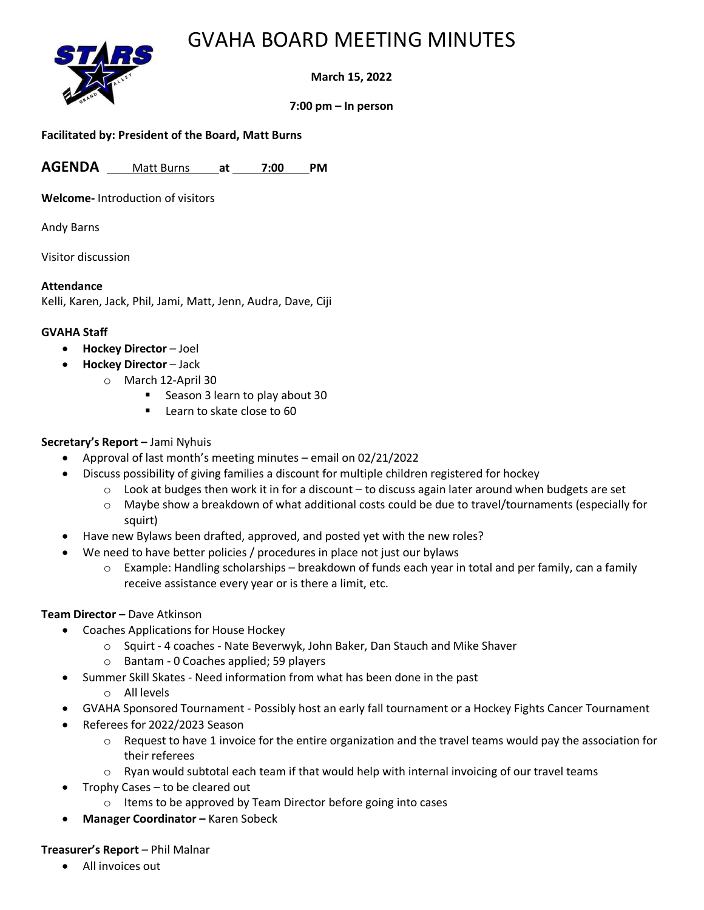# GVAHA BOARD MEETING MINUTES

**March 15, 2022**

**7:00 pm – In person**

**Facilitated by: President of the Board, Matt Burns**

**AGENDA** Matt Burns **at** 7:00 **PM**

**Welcome-** Introduction of visitors

Andy Barns

Visitor discussion

**Attendance**
Kelli, Karen, Jack, Phil, Jami, Matt, Jenn, Audra, Dave, Ciji

**GVAHA Staff**

- **Hockey Director** – Joel
- **Hockey Director** – Jack
  - March 12-April 30
    - Season 3 learn to play about 30
    - Learn to skate close to 60

**Secretary's Report –** Jami Nyhuis

- Approval of last month's meeting minutes – email on 02/21/2022
- Discuss possibility of giving families a discount for multiple children registered for hockey
  - Look at budges then work it in for a discount – to discuss again later around when budgets are set
  - Maybe show a breakdown of what additional costs could be due to travel/tournaments (especially for squirt)
- Have new Bylaws been drafted, approved, and posted yet with the new roles?
- We need to have better policies / procedures in place not just our bylaws
  - Example: Handling scholarships – breakdown of funds each year in total and per family, can a family receive assistance every year or is there a limit, etc.

**Team Director –** Dave Atkinson

- Coaches Applications for House Hockey
  - Squirt - 4 coaches - Nate Beverwyk, John Baker, Dan Stauch and Mike Shaver
  - Bantam - 0 Coaches applied; 59 players
- Summer Skill Skates - Need information from what has been done in the past
  - All levels
- GVAHA Sponsored Tournament - Possibly host an early fall tournament or a Hockey Fights Cancer Tournament
- Referees for 2022/2023 Season
  - Request to have 1 invoice for the entire organization and the travel teams would pay the association for their referees
  - Ryan would subtotal each team if that would help with internal invoicing of our travel teams
- Trophy Cases – to be cleared out
  - Items to be approved by Team Director before going into cases
- **Manager Coordinator –** Karen Sobeck

**Treasurer's Report** – Phil Malnar

- All invoices out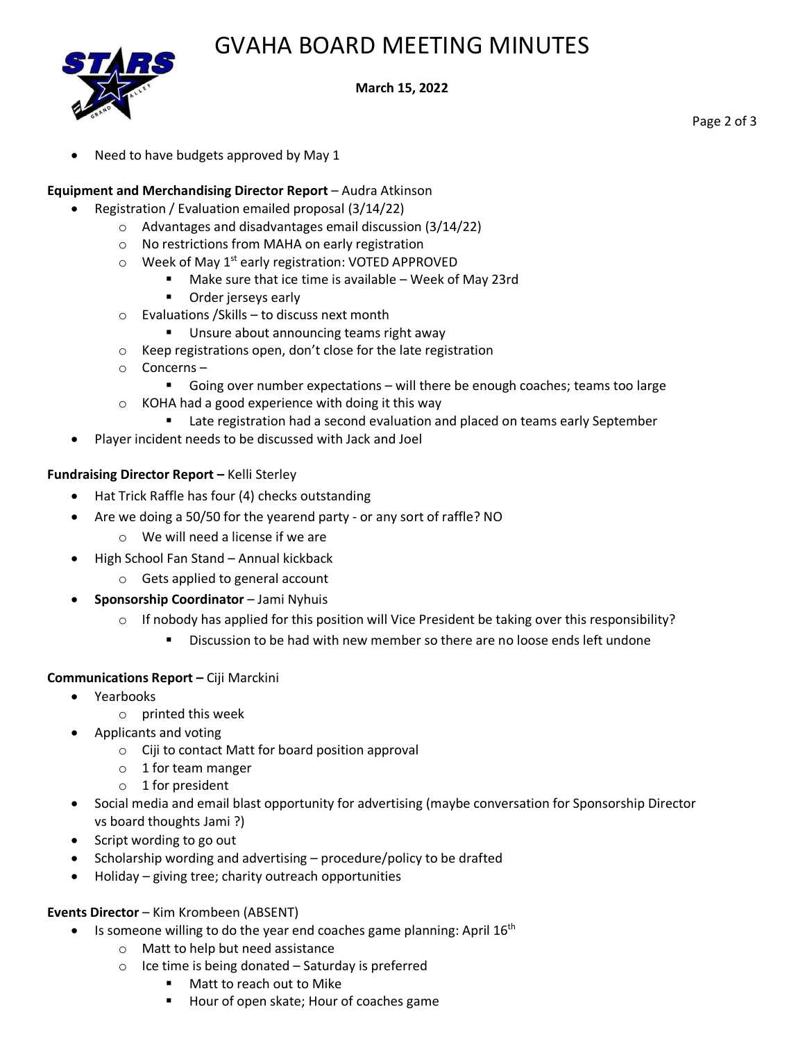- Need to have budgets approved by May 1

**Equipment and Merchandising Director Report** – Audra Atkinson

- Registration / Evaluation emailed proposal (3/14/22)
  - Advantages and disadvantages email discussion (3/14/22)
  - No restrictions from MAHA on early registration
  - Week of May 1st early registration: VOTED APPROVED
    - Make sure that ice time is available – Week of May 23rd
    - Order jerseys early
  - Evaluations /Skills – to discuss next month
    - Unsure about announcing teams right away
  - Keep registrations open, don't close for the late registration
  - Concerns –
    - Going over number expectations – will there be enough coaches; teams too large
  - KOHA had a good experience with doing it this way
    - Late registration had a second evaluation and placed on teams early September
- Player incident needs to be discussed with Jack and Joel

**Fundraising Director Report –** Kelli Sterley

- Hat Trick Raffle has four (4) checks outstanding
- Are we doing a 50/50 for the yearend party - or any sort of raffle? NO
  - We will need a license if we are
- High School Fan Stand – Annual kickback
  - Gets applied to general account
- **Sponsorship Coordinator** – Jami Nyhuis
  - If nobody has applied for this position will Vice President be taking over this responsibility?
    - Discussion to be had with new member so there are no loose ends left undone

**Communications Report –** Ciji Marckini

- Yearbooks
  - printed this week
- Applicants and voting
  - Ciji to contact Matt for board position approval
  - 1 for team manger
  - 1 for president
- Social media and email blast opportunity for advertising (maybe conversation for Sponsorship Director vs board thoughts Jami ?)
- Script wording to go out
- Scholarship wording and advertising – procedure/policy to be drafted
- Holiday – giving tree; charity outreach opportunities

**Events Director** – Kim Krombeen (ABSENT)

- Is someone willing to do the year end coaches game planning: April 16th
  - Matt to help but need assistance
  - Ice time is being donated – Saturday is preferred
    - Matt to reach out to Mike
    - Hour of open skate; Hour of coaches game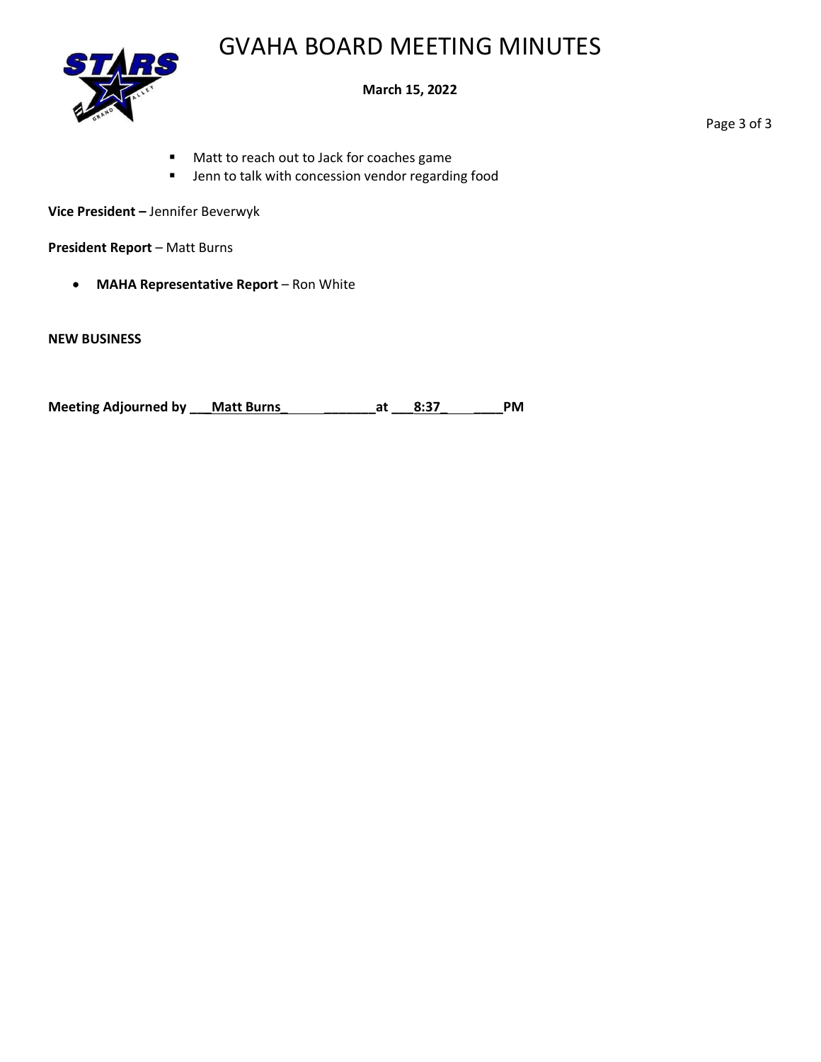- Matt to reach out to Jack for coaches game
- Jenn to talk with concession vendor regarding food

**Vice President –** Jennifer Beverwyk

**President Report** – Matt Burns

- **MAHA Representative Report** – Ron White

**NEW BUSINESS**

**Meeting Adjourned by ___Matt Burns_ _______at ___8:37_ ____PM**